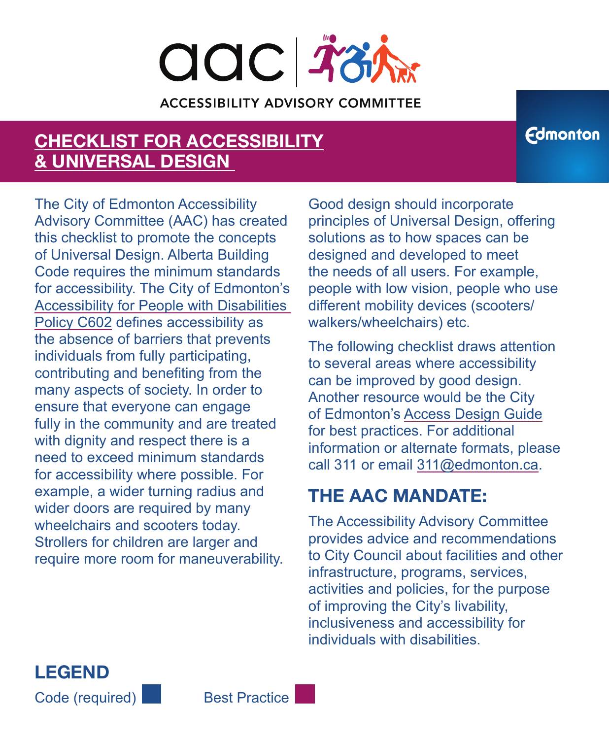aac

ACCESSIBILITY ADVISORY COMMITTEE

Edmonton

# CHECKLIST FOR ACCESSIBILITY & UNIVERSAL DESIGN

The City of Edmonton Accessibility Advisory Committee (AAC) has created this checklist to promote the concepts of Universal Design. Alberta Building Code requires the minimum standards for accessibility. The City of Edmonton's Accessibility for People with Disabilities Policy C602 defines accessibility as the absence of barriers that prevents individuals from fully participating, contributing and benefiting from the many aspects of society. In order to ensure that everyone can engage fully in the community and are treated with dignity and respect there is a need to exceed minimum standards for accessibility where possible. For example, a wider turning radius and wider doors are required by many wheelchairs and scooters today. Strollers for children are larger and require more room for maneuverability.

Good design should incorporate principles of Universal Design, offering solutions as to how spaces can be designed and developed to meet the needs of all users. For example, people with low vision, people who use different mobility devices (scooters/walkers/wheelchairs) etc.

The following checklist draws attention to several areas where accessibility can be improved by good design. Another resource would be the City of Edmonton's Access Design Guide for best practices. For additional information or alternate formats, please call 311 or email 311@edmonton.ca.

## THE AAC MANDATE:

The Accessibility Advisory Committee provides advice and recommendations to City Council about facilities and other infrastructure, programs, services, activities and policies, for the purpose of improving the City's livability, inclusiveness and accessibility for individuals with disabilities.

## LEGEND

Code (required) ■ Best Practice ■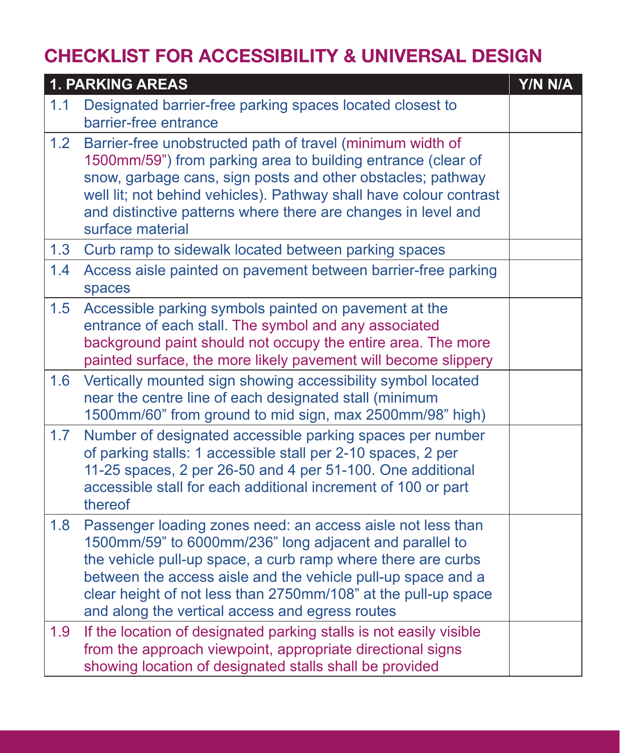# CHECKLIST FOR ACCESSIBILITY & UNIVERSAL DESIGN

| 1. PARKING AREAS | | Y/N N/A |
|---|---|---|
| 1.1 | Designated barrier-free parking spaces located closest to barrier-free entrance | |
| 1.2 | Barrier-free unobstructed path of travel (minimum width of 1500mm/59") from parking area to building entrance (clear of snow, garbage cans, sign posts and other obstacles; pathway well lit; not behind vehicles). Pathway shall have colour contrast and distinctive patterns where there are changes in level and surface material | |
| 1.3 | Curb ramp to sidewalk located between parking spaces | |
| 1.4 | Access aisle painted on pavement between barrier-free parking spaces | |
| 1.5 | Accessible parking symbols painted on pavement at the entrance of each stall. The symbol and any associated background paint should not occupy the entire area. The more painted surface, the more likely pavement will become slippery | |
| 1.6 | Vertically mounted sign showing accessibility symbol located near the centre line of each designated stall (minimum 1500mm/60" from ground to mid sign, max 2500mm/98" high) | |
| 1.7 | Number of designated accessible parking spaces per number of parking stalls: 1 accessible stall per 2-10 spaces, 2 per 11-25 spaces, 2 per 26-50 and 4 per 51-100. One additional accessible stall for each additional increment of 100 or part thereof | |
| 1.8 | Passenger loading zones need: an access aisle not less than 1500mm/59" to 6000mm/236" long adjacent and parallel to the vehicle pull-up space, a curb ramp where there are curbs between the access aisle and the vehicle pull-up space and a clear height of not less than 2750mm/108" at the pull-up space and along the vertical access and egress routes | |
| 1.9 | If the location of designated parking stalls is not easily visible from the approach viewpoint, appropriate directional signs showing location of designated stalls shall be provided | |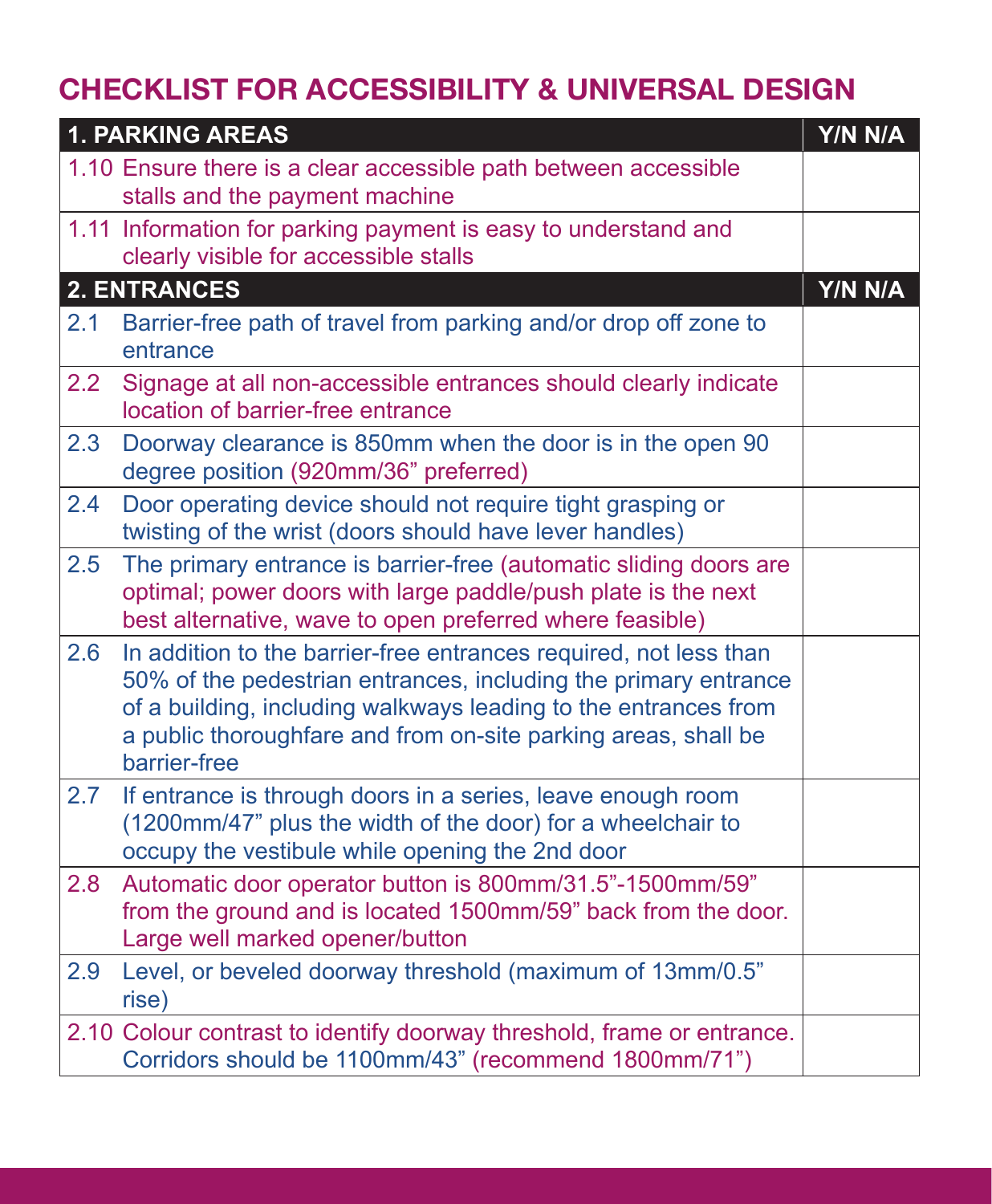## CHECKLIST FOR ACCESSIBILITY & UNIVERSAL DESIGN

| 1. PARKING AREAS | | Y/N N/A |
|---|---|---|
| 1.10 | Ensure there is a clear accessible path between accessible stalls and the payment machine | |
| 1.11 | Information for parking payment is easy to understand and clearly visible for accessible stalls | |
| **2. ENTRANCES** | | **Y/N N/A** |
| 2.1 | Barrier-free path of travel from parking and/or drop off zone to entrance | |
| 2.2 | Signage at all non-accessible entrances should clearly indicate location of barrier-free entrance | |
| 2.3 | Doorway clearance is 850mm when the door is in the open 90 degree position (920mm/36" preferred) | |
| 2.4 | Door operating device should not require tight grasping or twisting of the wrist (doors should have lever handles) | |
| 2.5 | The primary entrance is barrier-free (automatic sliding doors are optimal; power doors with large paddle/push plate is the next best alternative, wave to open preferred where feasible) | |
| 2.6 | In addition to the barrier-free entrances required, not less than 50% of the pedestrian entrances, including the primary entrance of a building, including walkways leading to the entrances from a public thoroughfare and from on-site parking areas, shall be barrier-free | |
| 2.7 | If entrance is through doors in a series, leave enough room (1200mm/47" plus the width of the door) for a wheelchair to occupy the vestibule while opening the 2nd door | |
| 2.8 | Automatic door operator button is 800mm/31.5"-1500mm/59" from the ground and is located 1500mm/59" back from the door. Large well marked opener/button | |
| 2.9 | Level, or beveled doorway threshold (maximum of 13mm/0.5" rise) | |
| 2.10 | Colour contrast to identify doorway threshold, frame or entrance. Corridors should be 1100mm/43" (recommend 1800mm/71") | |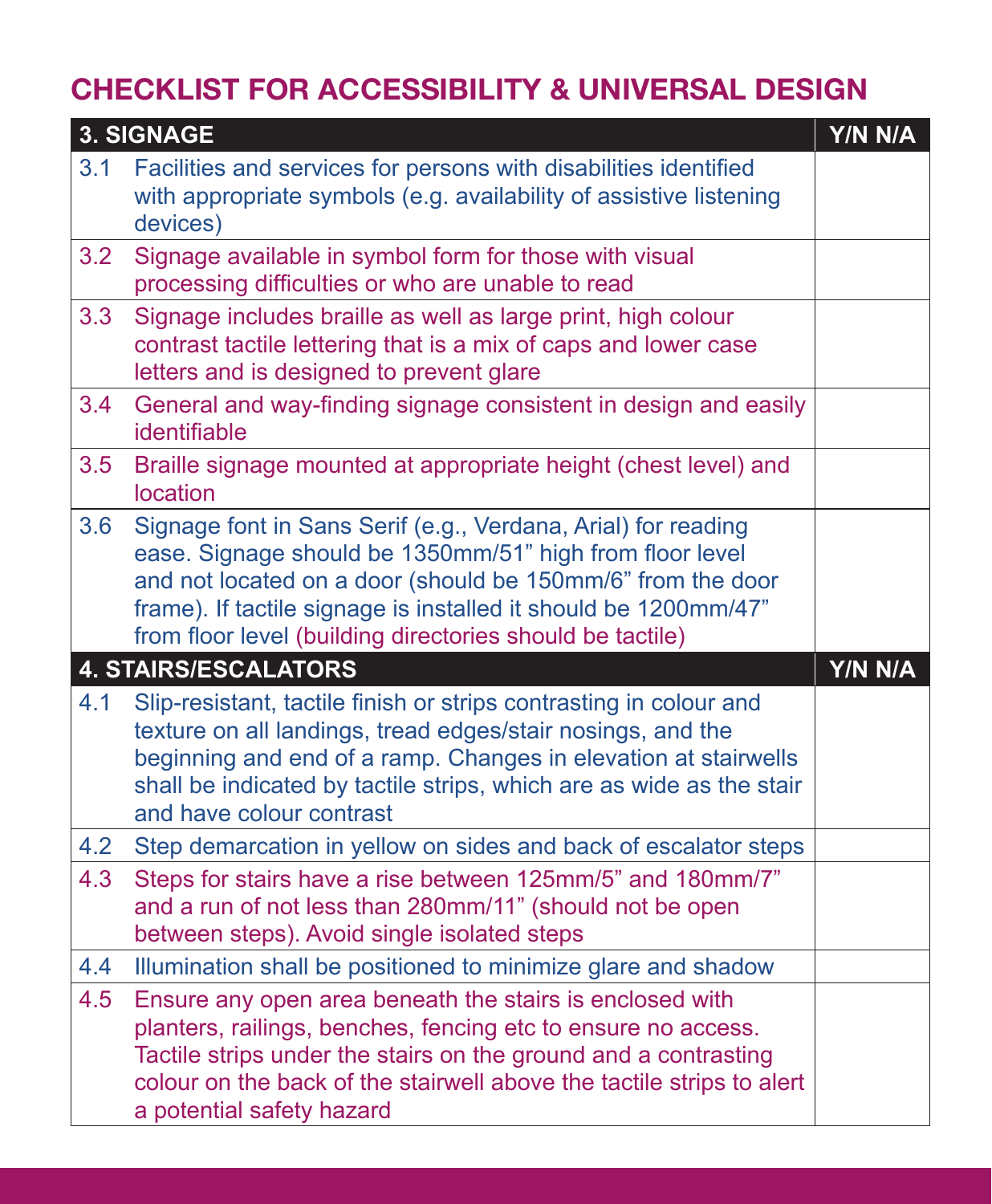## CHECKLIST FOR ACCESSIBILITY & UNIVERSAL DESIGN

| | 3. SIGNAGE | Y/N N/A |
|---|---|---|
| 3.1 | Facilities and services for persons with disabilities identified with appropriate symbols (e.g. availability of assistive listening devices) | |
| 3.2 | Signage available in symbol form for those with visual processing difficulties or who are unable to read | |
| 3.3 | Signage includes braille as well as large print, high colour contrast tactile lettering that is a mix of caps and lower case letters and is designed to prevent glare | |
| 3.4 | General and way-finding signage consistent in design and easily identifiable | |
| 3.5 | Braille signage mounted at appropriate height (chest level) and location | |
| 3.6 | Signage font in Sans Serif (e.g., Verdana, Arial) for reading ease. Signage should be 1350mm/51" high from floor level and not located on a door (should be 150mm/6" from the door frame). If tactile signage is installed it should be 1200mm/47" from floor level (building directories should be tactile) | |
| | **4. STAIRS/ESCALATORS** | **Y/N N/A** |
| 4.1 | Slip-resistant, tactile finish or strips contrasting in colour and texture on all landings, tread edges/stair nosings, and the beginning and end of a ramp. Changes in elevation at stairwells shall be indicated by tactile strips, which are as wide as the stair and have colour contrast | |
| 4.2 | Step demarcation in yellow on sides and back of escalator steps | |
| 4.3 | Steps for stairs have a rise between 125mm/5" and 180mm/7" and a run of not less than 280mm/11" (should not be open between steps). Avoid single isolated steps | |
| 4.4 | Illumination shall be positioned to minimize glare and shadow | |
| 4.5 | Ensure any open area beneath the stairs is enclosed with planters, railings, benches, fencing etc to ensure no access. Tactile strips under the stairs on the ground and a contrasting colour on the back of the stairwell above the tactile strips to alert a potential safety hazard | |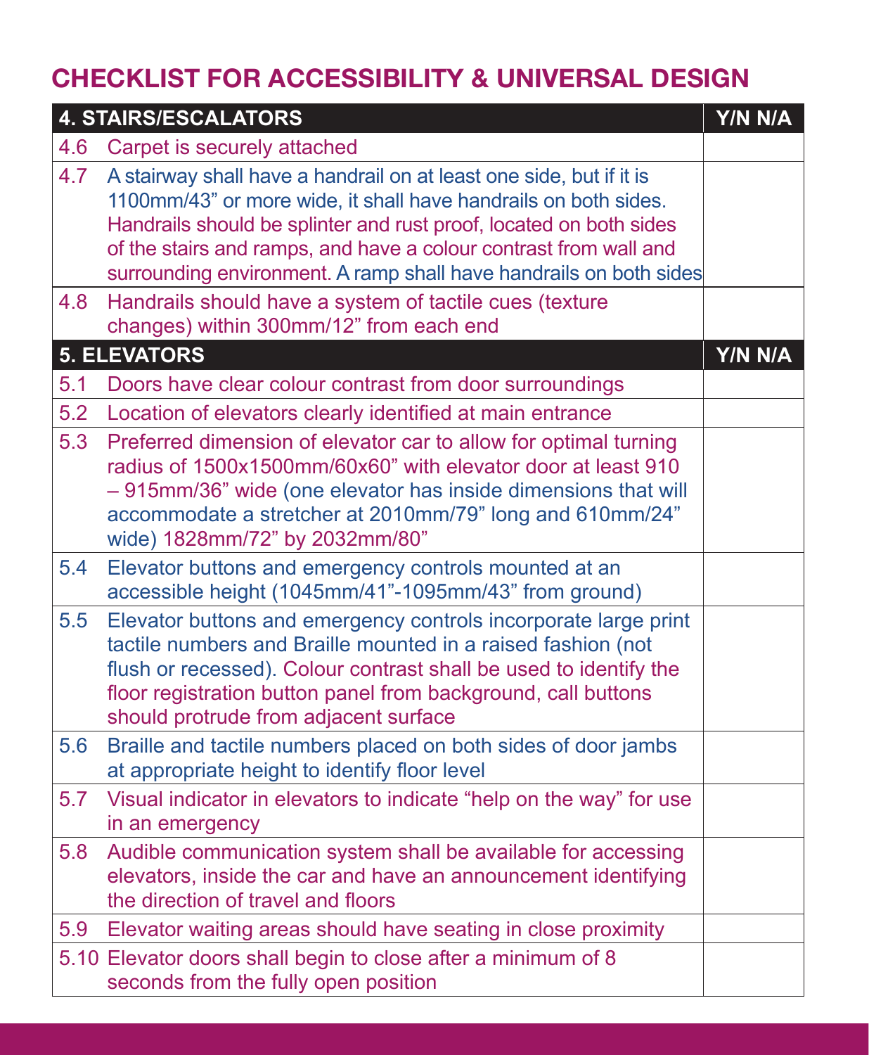# CHECKLIST FOR ACCESSIBILITY & UNIVERSAL DESIGN

| 4. STAIRS/ESCALATORS | | Y/N N/A |
|---|---|---|
| 4.6 | Carpet is securely attached | |
| 4.7 | A stairway shall have a handrail on at least one side, but if it is 1100mm/43" or more wide, it shall have handrails on both sides. Handrails should be splinter and rust proof, located on both sides of the stairs and ramps, and have a colour contrast from wall and surrounding environment. A ramp shall have handrails on both sides | |
| 4.8 | Handrails should have a system of tactile cues (texture changes) within 300mm/12" from each end | |
| **5. ELEVATORS** | | **Y/N N/A** |
| 5.1 | Doors have clear colour contrast from door surroundings | |
| 5.2 | Location of elevators clearly identified at main entrance | |
| 5.3 | Preferred dimension of elevator car to allow for optimal turning radius of 1500x1500mm/60x60" with elevator door at least 910 – 915mm/36" wide (one elevator has inside dimensions that will accommodate a stretcher at 2010mm/79" long and 610mm/24" wide) 1828mm/72" by 2032mm/80" | |
| 5.4 | Elevator buttons and emergency controls mounted at an accessible height (1045mm/41"-1095mm/43" from ground) | |
| 5.5 | Elevator buttons and emergency controls incorporate large print tactile numbers and Braille mounted in a raised fashion (not flush or recessed). Colour contrast shall be used to identify the floor registration button panel from background, call buttons should protrude from adjacent surface | |
| 5.6 | Braille and tactile numbers placed on both sides of door jambs at appropriate height to identify floor level | |
| 5.7 | Visual indicator in elevators to indicate "help on the way" for use in an emergency | |
| 5.8 | Audible communication system shall be available for accessing elevators, inside the car and have an announcement identifying the direction of travel and floors | |
| 5.9 | Elevator waiting areas should have seating in close proximity | |
| 5.10 | Elevator doors shall begin to close after a minimum of 8 seconds from the fully open position | |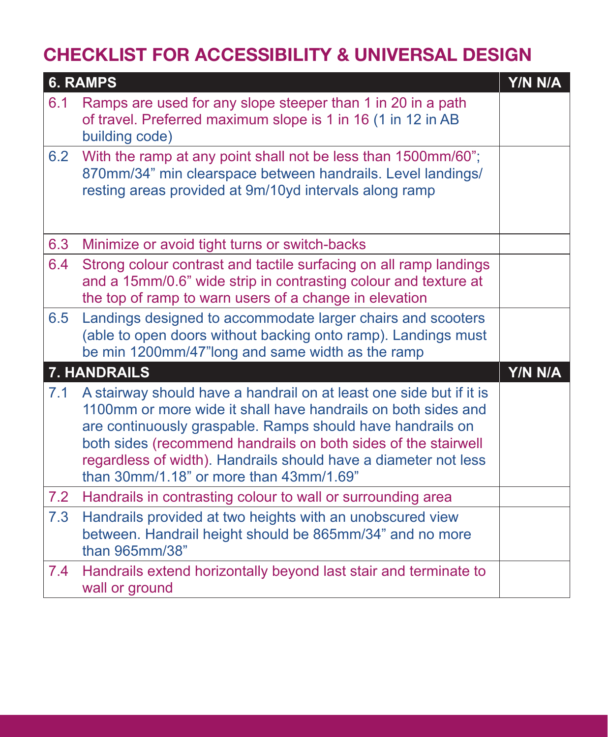# CHECKLIST FOR ACCESSIBILITY & UNIVERSAL DESIGN

| 6. RAMPS | | Y/N N/A |
|---|---|---|
| 6.1 | Ramps are used for any slope steeper than 1 in 20 in a path of travel. Preferred maximum slope is 1 in 16 (1 in 12 in AB building code) | |
| 6.2 | With the ramp at any point shall not be less than 1500mm/60"; 870mm/34" min clearspace between handrails. Level landings/ resting areas provided at 9m/10yd intervals along ramp | |
| 6.3 | Minimize or avoid tight turns or switch-backs | |
| 6.4 | Strong colour contrast and tactile surfacing on all ramp landings and a 15mm/0.6" wide strip in contrasting colour and texture at the top of ramp to warn users of a change in elevation | |
| 6.5 | Landings designed to accommodate larger chairs and scooters (able to open doors without backing onto ramp). Landings must be min 1200mm/47"long and same width as the ramp | |

| 7. HANDRAILS | | Y/N N/A |
|---|---|---|
| 7.1 | A stairway should have a handrail on at least one side but if it is 1100mm or more wide it shall have handrails on both sides and are continuously graspable. Ramps should have handrails on both sides (recommend handrails on both sides of the stairwell regardless of width). Handrails should have a diameter not less than 30mm/1.18" or more than 43mm/1.69" | |
| 7.2 | Handrails in contrasting colour to wall or surrounding area | |
| 7.3 | Handrails provided at two heights with an unobscured view between. Handrail height should be 865mm/34" and no more than 965mm/38" | |
| 7.4 | Handrails extend horizontally beyond last stair and terminate to wall or ground | |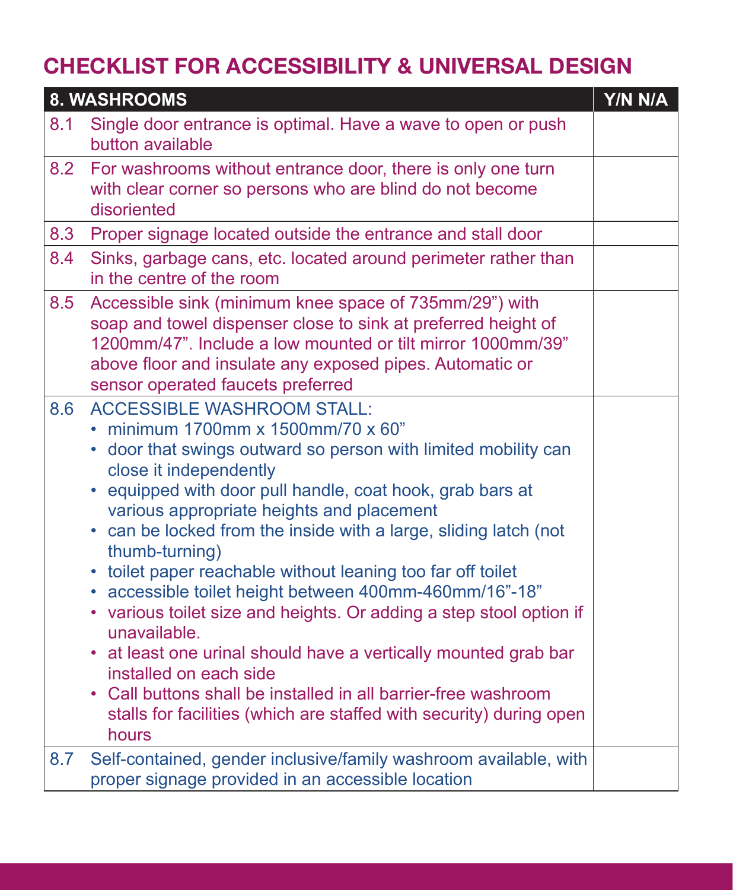# CHECKLIST FOR ACCESSIBILITY & UNIVERSAL DESIGN

| 8. WASHROOMS | | Y/N N/A |
|---|---|---|
| 8.1 | Single door entrance is optimal. Have a wave to open or push button available | |
| 8.2 | For washrooms without entrance door, there is only one turn with clear corner so persons who are blind do not become disoriented | |
| 8.3 | Proper signage located outside the entrance and stall door | |
| 8.4 | Sinks, garbage cans, etc. located around perimeter rather than in the centre of the room | |
| 8.5 | Accessible sink (minimum knee space of 735mm/29") with soap and towel dispenser close to sink at preferred height of 1200mm/47". Include a low mounted or tilt mirror 1000mm/39" above floor and insulate any exposed pipes. Automatic or sensor operated faucets preferred | |
| 8.6 | ACCESSIBLE WASHROOM STALL:<br>• minimum 1700mm x 1500mm/70 x 60"<br>• door that swings outward so person with limited mobility can close it independently<br>• equipped with door pull handle, coat hook, grab bars at various appropriate heights and placement<br>• can be locked from the inside with a large, sliding latch (not thumb-turning)<br>• toilet paper reachable without leaning too far off toilet<br>• accessible toilet height between 400mm-460mm/16"-18"<br>• various toilet size and heights. Or adding a step stool option if unavailable.<br>• at least one urinal should have a vertically mounted grab bar installed on each side<br>• Call buttons shall be installed in all barrier-free washroom stalls for facilities (which are staffed with security) during open hours | |
| 8.7 | Self-contained, gender inclusive/family washroom available, with proper signage provided in an accessible location | |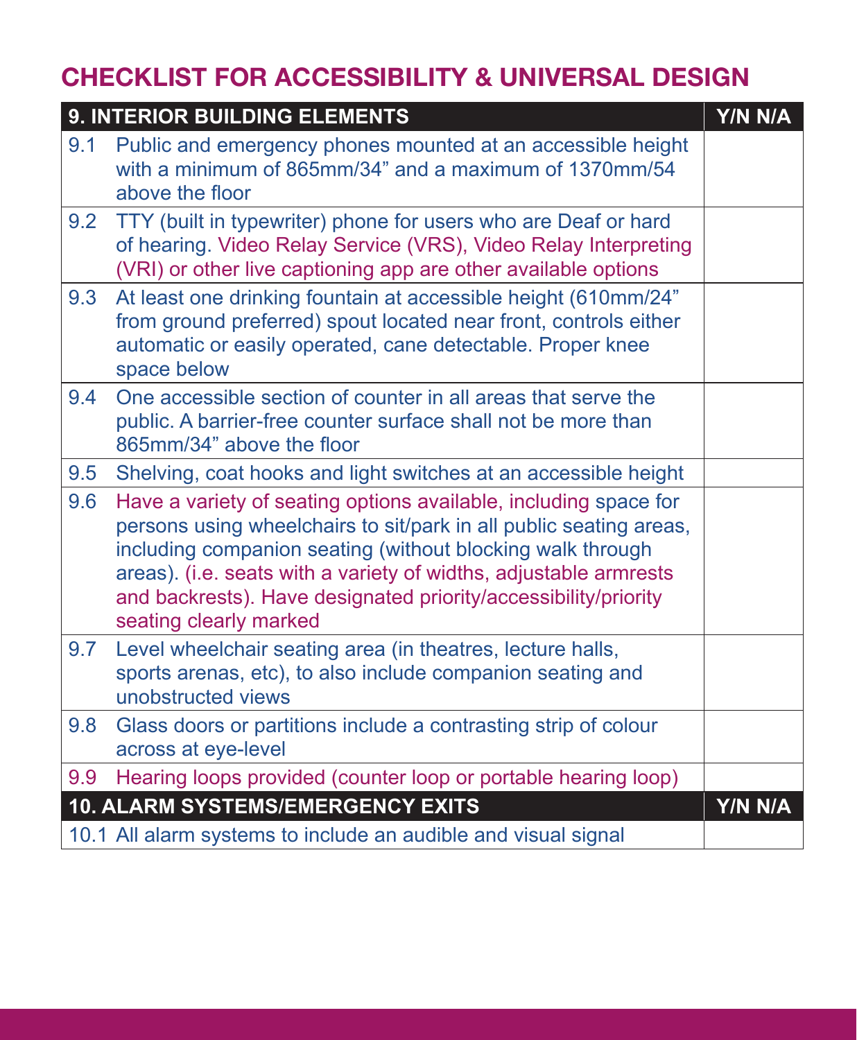## CHECKLIST FOR ACCESSIBILITY & UNIVERSAL DESIGN

| 9. INTERIOR BUILDING ELEMENTS | | Y/N N/A |
|---|---|---|
| 9.1 | Public and emergency phones mounted at an accessible height with a minimum of 865mm/34" and a maximum of 1370mm/54 above the floor | |
| 9.2 | TTY (built in typewriter) phone for users who are Deaf or hard of hearing. Video Relay Service (VRS), Video Relay Interpreting (VRI) or other live captioning app are other available options | |
| 9.3 | At least one drinking fountain at accessible height (610mm/24" from ground preferred) spout located near front, controls either automatic or easily operated, cane detectable. Proper knee space below | |
| 9.4 | One accessible section of counter in all areas that serve the public. A barrier-free counter surface shall not be more than 865mm/34" above the floor | |
| 9.5 | Shelving, coat hooks and light switches at an accessible height | |
| 9.6 | Have a variety of seating options available, including space for persons using wheelchairs to sit/park in all public seating areas, including companion seating (without blocking walk through areas). (i.e. seats with a variety of widths, adjustable armrests and backrests). Have designated priority/accessibility/priority seating clearly marked | |
| 9.7 | Level wheelchair seating area (in theatres, lecture halls, sports arenas, etc), to also include companion seating and unobstructed views | |
| 9.8 | Glass doors or partitions include a contrasting strip of colour across at eye-level | |
| 9.9 | Hearing loops provided (counter loop or portable hearing loop) | |

| 10. ALARM SYSTEMS/EMERGENCY EXITS | | Y/N N/A |
|---|---|---|
| 10.1 | All alarm systems to include an audible and visual signal | |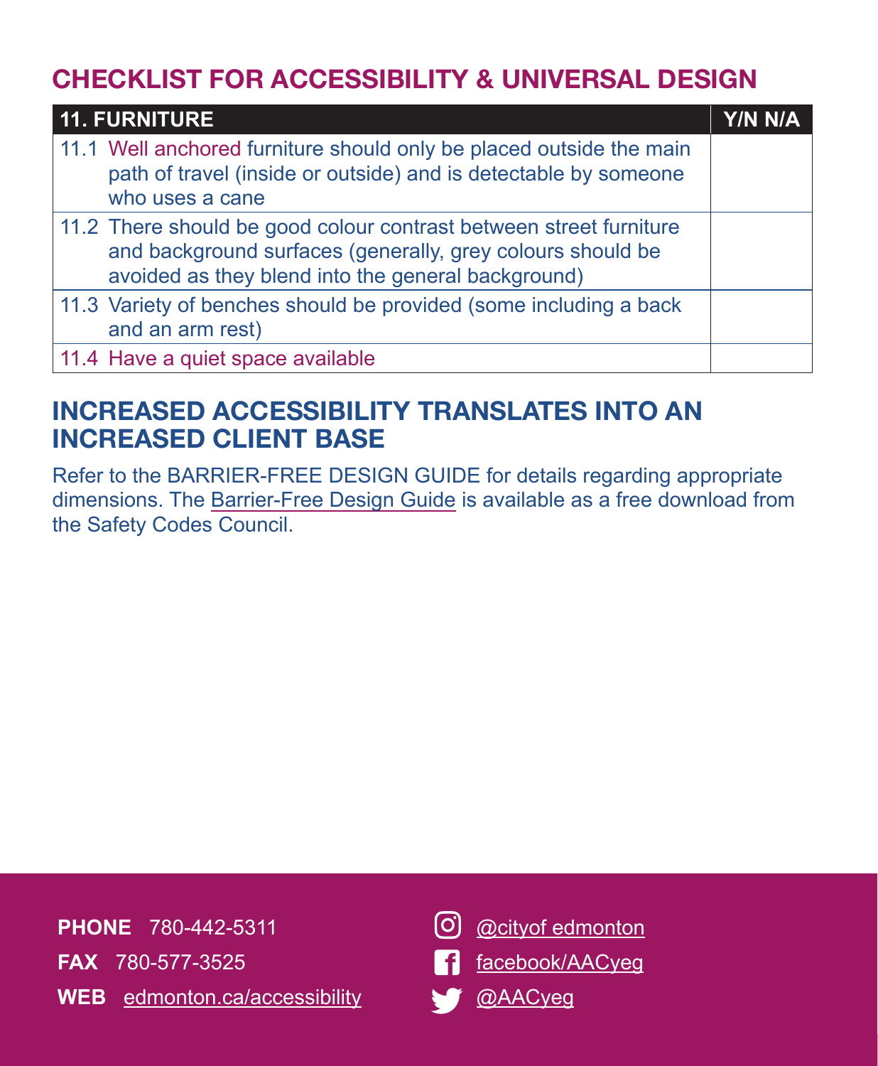## CHECKLIST FOR ACCESSIBILITY & UNIVERSAL DESIGN

| 11. FURNITURE | Y/N N/A |
|---|---|
| 11.1 Well anchored furniture should only be placed outside the main path of travel (inside or outside) and is detectable by someone who uses a cane | |
| 11.2 There should be good colour contrast between street furniture and background surfaces (generally, grey colours should be avoided as they blend into the general background) | |
| 11.3 Variety of benches should be provided (some including a back and an arm rest) | |
| 11.4 Have a quiet space available | |

## INCREASED ACCESSIBILITY TRANSLATES INTO AN INCREASED CLIENT BASE

Refer to the BARRIER-FREE DESIGN GUIDE for details regarding appropriate dimensions. The Barrier-Free Design Guide is available as a free download from the Safety Codes Council.

**PHONE** 780-442-5311

**FAX** 780-577-3525

**WEB** edmonton.ca/accessibility

@cityof edmonton

facebook/AACyeg

@AACyeg